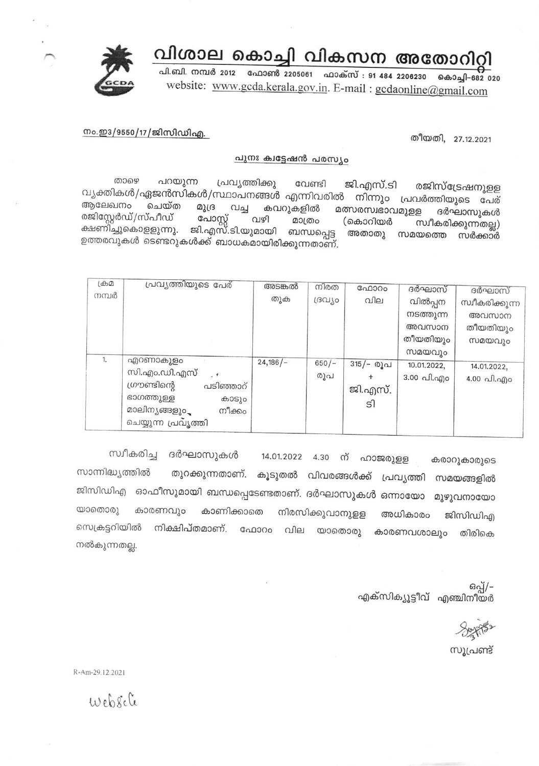# വിശാല കൊച്ചി വികസന അതോറിറ്റി

പി.ബി. നമ്പർ 2012 ഫോൺ 2205061 ഫാക്സ് : 91 484 2206230 കൊച്ചി-682 020

website: www.gcda.kerala.gov.in. E-mail : gcdaonline@gmail.com

നം.ഇ3/9550/17/ജിസിഡിഎ. തീയതി, 27.12.2021

## പുനഃ ക്വട്ടേഷൻ പരസ്യം

താഴെ പറയുന്ന പ്രവൃത്തിക്കു വേണ്ടി ജി.എസ്.ടി രജിസ്ട്രേഷനുള്ള വ്യക്തികൾ/ഏജൻസികൾ/സ്ഥാപനങ്ങൾ എന്നിവരിൽ നിന്നും പ്രവർത്തിയുടെ പേര് ആലേഖനം ചെയ്ത മുദ്ര വച്ച കവറുകളിൽ മത്സരസ്വഭാവമുള്ള ദർഘാസുകൾ രജിസ്റ്റേർഡ്/സ്പീഡ് പോസ്റ്റ് വഴി മാത്രം (കൊറിയർ സ്വീകരിക്കുന്നതല്ല) ക്ഷണിച്ചുകൊള്ളുന്നു. ജി.എസ്.ടി.യുമായി ബന്ധപ്പെട്ട അതാതു സമയത്തെ സർക്കാർ ഉത്തരവുകൾ ടെണ്ടറുകൾക്ക് ബാധകമായിരിക്കുന്നതാണ്.

| ക്രമ നമ്പർ | പ്രവൃത്തിയുടെ പേര് | അടങ്കൽ തുക | നിരത ദ്രവ്യം | ഫോറം വില | ദർഘാസ് വിൽപ്പന നടത്തുന്ന അവസാന തീയതിയും സമയവും | ദർഘാസ് സ്വീകരിക്കുന്ന അവസാന തീയതിയും സമയവും |
|---|---|---|---|---|---|---|
| 1. | എറണാകുളം സി.എം.ഡി.എസ് ഗ്രൗണ്ടിന്റെ പടിഞ്ഞാറ് ഭാഗത്തുള്ള കാടും മാലിന്യങ്ങളും നീക്കം ചെയ്യുന്ന പ്രവൃത്തി | 24,186/- | 650/- രൂപ | 315/- രൂപ + ജി.എസ്.ടി | 10.01.2022, 3.00 പി.എം | 14.01.2022, 4.00 പി.എം |

സ്വീകരിച്ച ദർഘാസുകൾ 14.01.2022 4.30 ന് ഹാജരുള്ള കരാറുകാരുടെ സാന്നിദ്ധ്യത്തിൽ തുറക്കുന്നതാണ്. കൂടുതൽ വിവരങ്ങൾക്ക് പ്രവൃത്തി സമയങ്ങളിൽ ജിസിഡിഎ ഓഫീസുമായി ബന്ധപ്പെടേണ്ടതാണ്. ദർഘാസുകൾ ഒന്നായോ മുഴുവനായോ യാതൊരു കാരണവും കാണിക്കാതെ നിരസിക്കുവാനുള്ള അധികാരം ജിസിഡിഎ സെക്രട്ടറിയിൽ നിക്ഷിപ്തമാണ്. ഫോറം വില യാതൊരു കാരണവശാലും തിരികെ നൽകുന്നതല്ല.

ഒപ്പ്/-
എക്സിക്യൂട്ടീവ് എഞ്ചിനീയർ

സൂപ്രണ്ട്

R-Am-29.12.2021

Website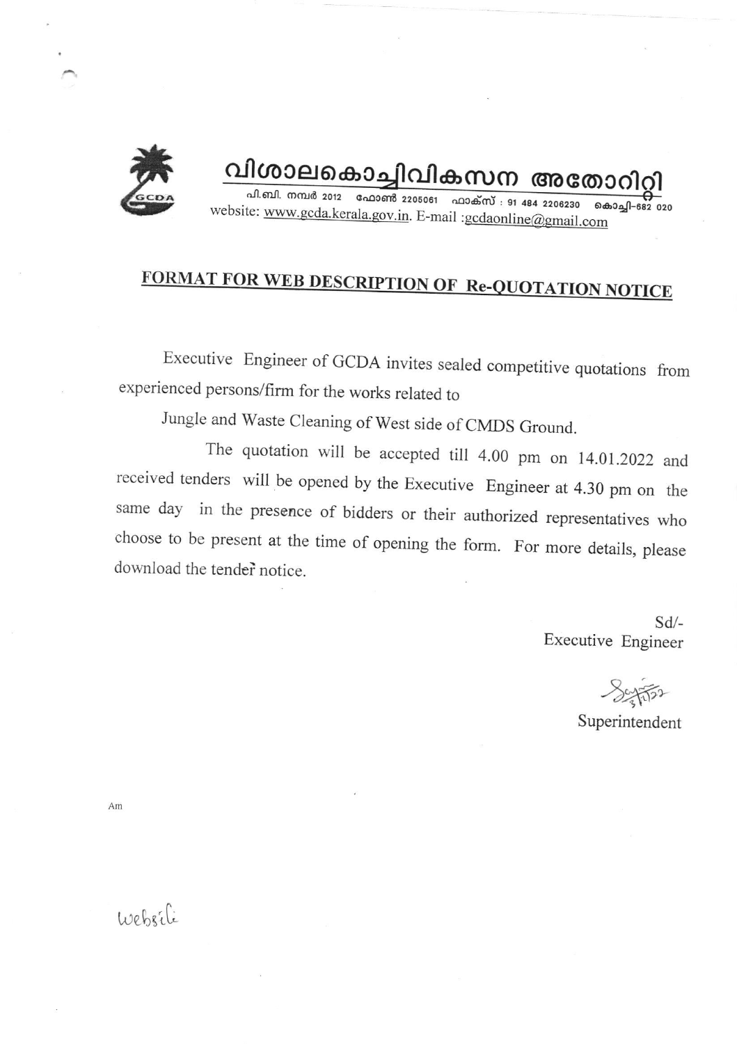# വിശാലകൊച്ചിവികസന അതോറിറ്റി

പി.ബി. നമ്പർ 2012 ഫോൺ 2205061 ഫാക്സ് : 91 484 2206230 കൊച്ചി–682 020

website: www.gcda.kerala.gov.in. E-mail :gcdaonline@gmail.com

## FORMAT FOR WEB DESCRIPTION OF Re-QUOTATION NOTICE

Executive Engineer of GCDA invites sealed competitive quotations from experienced persons/firm for the works related to

Jungle and Waste Cleaning of West side of CMDS Ground.

The quotation will be accepted till 4.00 pm on 14.01.2022 and received tenders will be opened by the Executive Engineer at 4.30 pm on the same day in the presence of bidders or their authorized representatives who choose to be present at the time of opening the form. For more details, please download the tender notice.

Sd/-
Executive Engineer

Superintendent

Am

Website